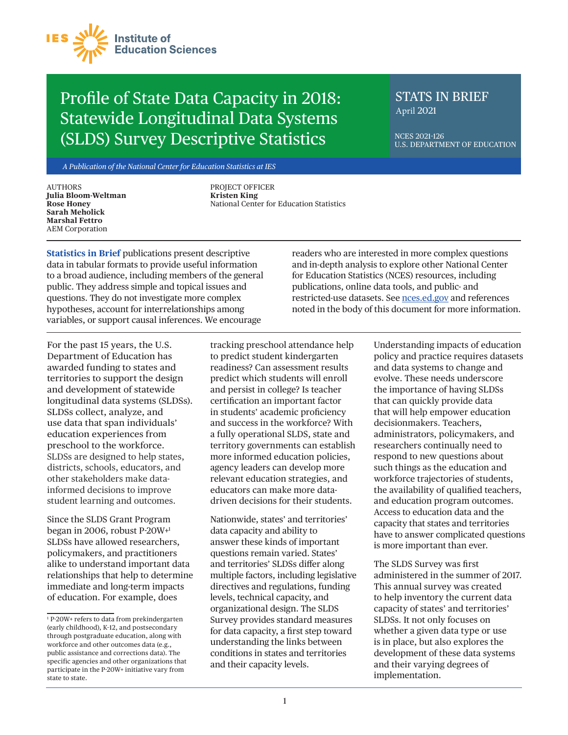IES Institute of Education Sciences

# Profile of State Data Capacity in 2018: Statewide Longitudinal Data Systems (SLDS) Survey Descriptive Statistics

STATS IN BRIEF
April 2021

NCES 2021-126
U.S. DEPARTMENT OF EDUCATION

*A Publication of the National Center for Education Statistics at IES*

AUTHORS
**Julia Bloom-Weltman**
**Rose Honey**
**Sarah Meholick**
**Marshal Fettro**
AEM Corporation

PROJECT OFFICER
**Kristen King**
National Center for Education Statistics

**Statistics in Brief** publications present descriptive data in tabular formats to provide useful information to a broad audience, including members of the general public. They address simple and topical issues and questions. They do not investigate more complex hypotheses, account for interrelationships among variables, or support causal inferences. We encourage readers who are interested in more complex questions and in-depth analysis to explore other National Center for Education Statistics (NCES) resources, including publications, online data tools, and public- and restricted-use datasets. See nces.ed.gov and references noted in the body of this document for more information.

For the past 15 years, the U.S. Department of Education has awarded funding to states and territories to support the design and development of statewide longitudinal data systems (SLDSs). SLDSs collect, analyze, and use data that span individuals' education experiences from preschool to the workforce. SLDSs are designed to help states, districts, schools, educators, and other stakeholders make data-informed decisions to improve student learning and outcomes.

Since the SLDS Grant Program began in 2006, robust P-20W+[1] SLDSs have allowed researchers, policymakers, and practitioners alike to understand important data relationships that help to determine immediate and long-term impacts of education. For example, does tracking preschool attendance help to predict student kindergarten readiness? Can assessment results predict which students will enroll and persist in college? Is teacher certification an important factor in students' academic proficiency and success in the workforce? With a fully operational SLDS, state and territory governments can establish more informed education policies, agency leaders can develop more relevant education strategies, and educators can make more data-driven decisions for their students.

Nationwide, states' and territories' data capacity and ability to answer these kinds of important questions remain varied. States' and territories' SLDSs differ along multiple factors, including legislative directives and regulations, funding levels, technical capacity, and organizational design. The SLDS Survey provides standard measures for data capacity, a first step toward understanding the links between conditions in states and territories and their capacity levels.

Understanding impacts of education policy and practice requires datasets and data systems to change and evolve. These needs underscore the importance of having SLDSs that can quickly provide data that will help empower education decisionmakers. Teachers, administrators, policymakers, and researchers continually need to respond to new questions about such things as the education and workforce trajectories of students, the availability of qualified teachers, and education program outcomes. Access to education data and the capacity that states and territories have to answer complicated questions is more important than ever.

The SLDS Survey was first administered in the summer of 2017. This annual survey was created to help inventory the current data capacity of states' and territories' SLDSs. It not only focuses on whether a given data type or use is in place, but also explores the development of these data systems and their varying degrees of implementation.

[1] P-20W+ refers to data from prekindergarten (early childhood), K-12, and postsecondary through postgraduate education, along with workforce and other outcomes data (e.g., public assistance and corrections data). The specific agencies and other organizations that participate in the P-20W+ initiative vary from state to state.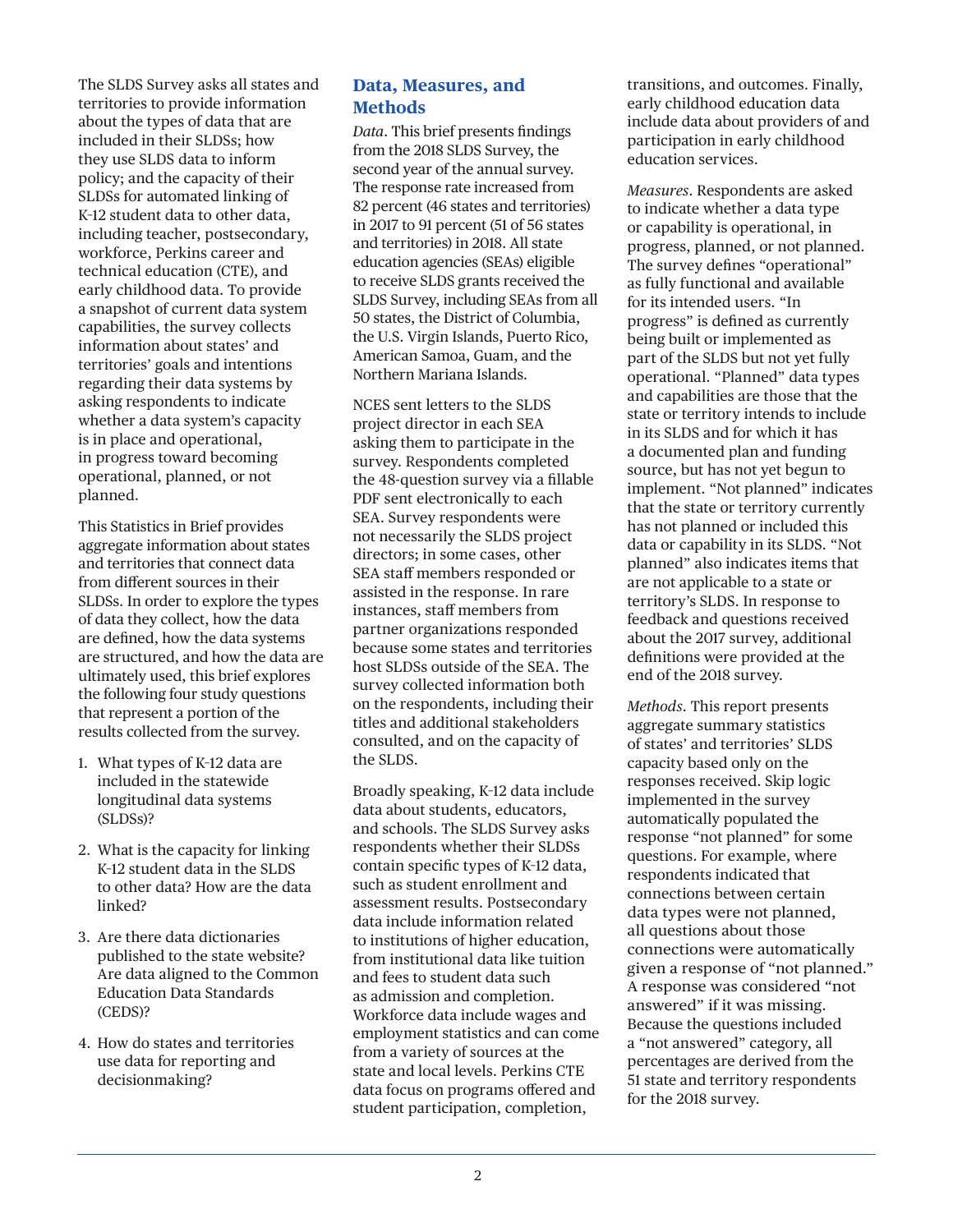The SLDS Survey asks all states and territories to provide information about the types of data that are included in their SLDSs; how they use SLDS data to inform policy; and the capacity of their SLDSs for automated linking of K-12 student data to other data, including teacher, postsecondary, workforce, Perkins career and technical education (CTE), and early childhood data. To provide a snapshot of current data system capabilities, the survey collects information about states' and territories' goals and intentions regarding their data systems by asking respondents to indicate whether a data system's capacity is in place and operational, in progress toward becoming operational, planned, or not planned.

This Statistics in Brief provides aggregate information about states and territories that connect data from different sources in their SLDSs. In order to explore the types of data they collect, how the data are defined, how the data systems are structured, and how the data are ultimately used, this brief explores the following four study questions that represent a portion of the results collected from the survey.

1. What types of K-12 data are included in the statewide longitudinal data systems (SLDSs)?
2. What is the capacity for linking K-12 student data in the SLDS to other data? How are the data linked?
3. Are there data dictionaries published to the state website? Are data aligned to the Common Education Data Standards (CEDS)?
4. How do states and territories use data for reporting and decisionmaking?

## Data, Measures, and Methods

*Data*. This brief presents findings from the 2018 SLDS Survey, the second year of the annual survey. The response rate increased from 82 percent (46 states and territories) in 2017 to 91 percent (51 of 56 states and territories) in 2018. All state education agencies (SEAs) eligible to receive SLDS grants received the SLDS Survey, including SEAs from all 50 states, the District of Columbia, the U.S. Virgin Islands, Puerto Rico, American Samoa, Guam, and the Northern Mariana Islands.

NCES sent letters to the SLDS project director in each SEA asking them to participate in the survey. Respondents completed the 48-question survey via a fillable PDF sent electronically to each SEA. Survey respondents were not necessarily the SLDS project directors; in some cases, other SEA staff members responded or assisted in the response. In rare instances, staff members from partner organizations responded because some states and territories host SLDSs outside of the SEA. The survey collected information both on the respondents, including their titles and additional stakeholders consulted, and on the capacity of the SLDS.

Broadly speaking, K-12 data include data about students, educators, and schools. The SLDS Survey asks respondents whether their SLDSs contain specific types of K-12 data, such as student enrollment and assessment results. Postsecondary data include information related to institutions of higher education, from institutional data like tuition and fees to student data such as admission and completion. Workforce data include wages and employment statistics and can come from a variety of sources at the state and local levels. Perkins CTE data focus on programs offered and student participation, completion, transitions, and outcomes. Finally, early childhood education data include data about providers of and participation in early childhood education services.

*Measures*. Respondents are asked to indicate whether a data type or capability is operational, in progress, planned, or not planned. The survey defines "operational" as fully functional and available for its intended users. "In progress" is defined as currently being built or implemented as part of the SLDS but not yet fully operational. "Planned" data types and capabilities are those that the state or territory intends to include in its SLDS and for which it has a documented plan and funding source, but has not yet begun to implement. "Not planned" indicates that the state or territory currently has not planned or included this data or capability in its SLDS. "Not planned" also indicates items that are not applicable to a state or territory's SLDS. In response to feedback and questions received about the 2017 survey, additional definitions were provided at the end of the 2018 survey.

*Methods*. This report presents aggregate summary statistics of states' and territories' SLDS capacity based only on the responses received. Skip logic implemented in the survey automatically populated the response "not planned" for some questions. For example, where respondents indicated that connections between certain data types were not planned, all questions about those connections were automatically given a response of "not planned." A response was considered "not answered" if it was missing. Because the questions included a "not answered" category, all percentages are derived from the 51 state and territory respondents for the 2018 survey.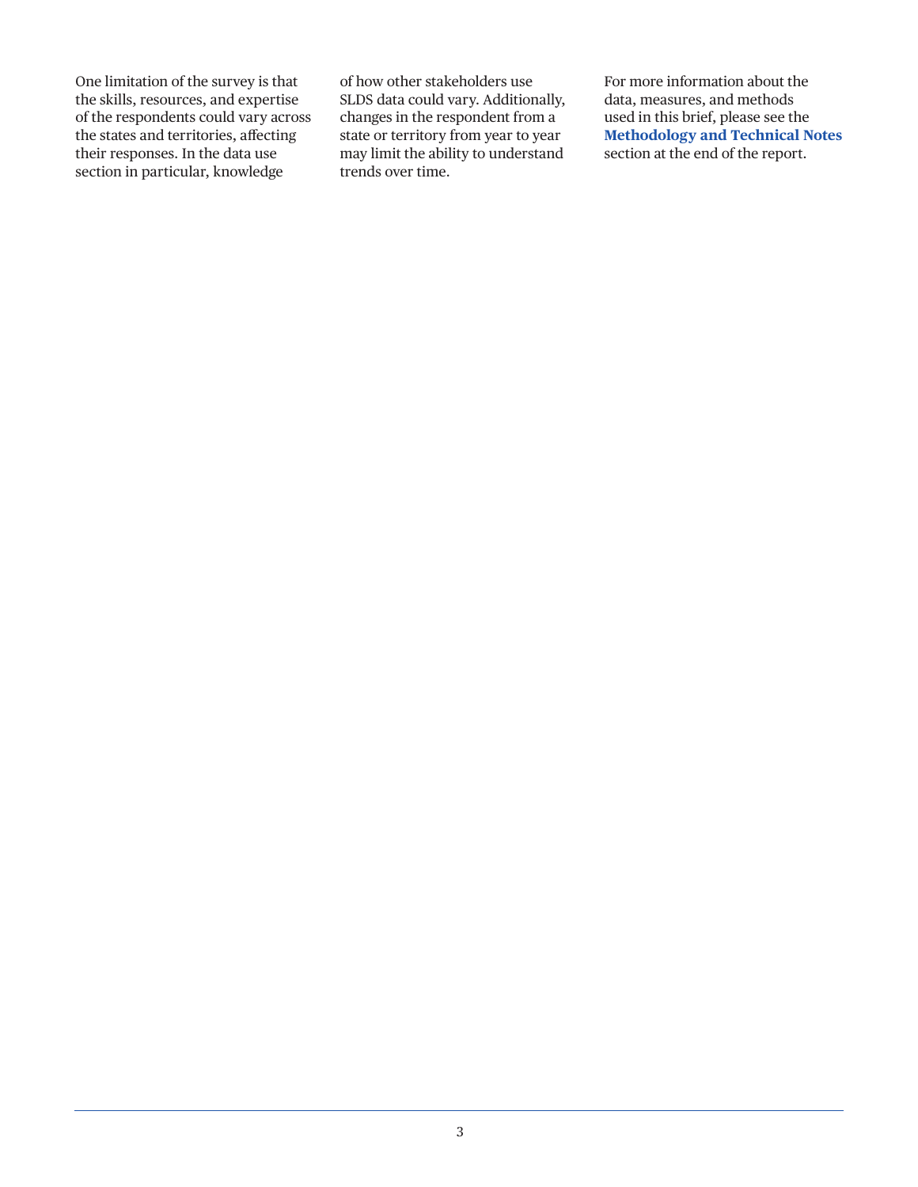One limitation of the survey is that the skills, resources, and expertise of the respondents could vary across the states and territories, affecting their responses. In the data use section in particular, knowledge of how other stakeholders use SLDS data could vary. Additionally, changes in the respondent from a state or territory from year to year may limit the ability to understand trends over time.

For more information about the data, measures, and methods used in this brief, please see the **Methodology and Technical Notes** section at the end of the report.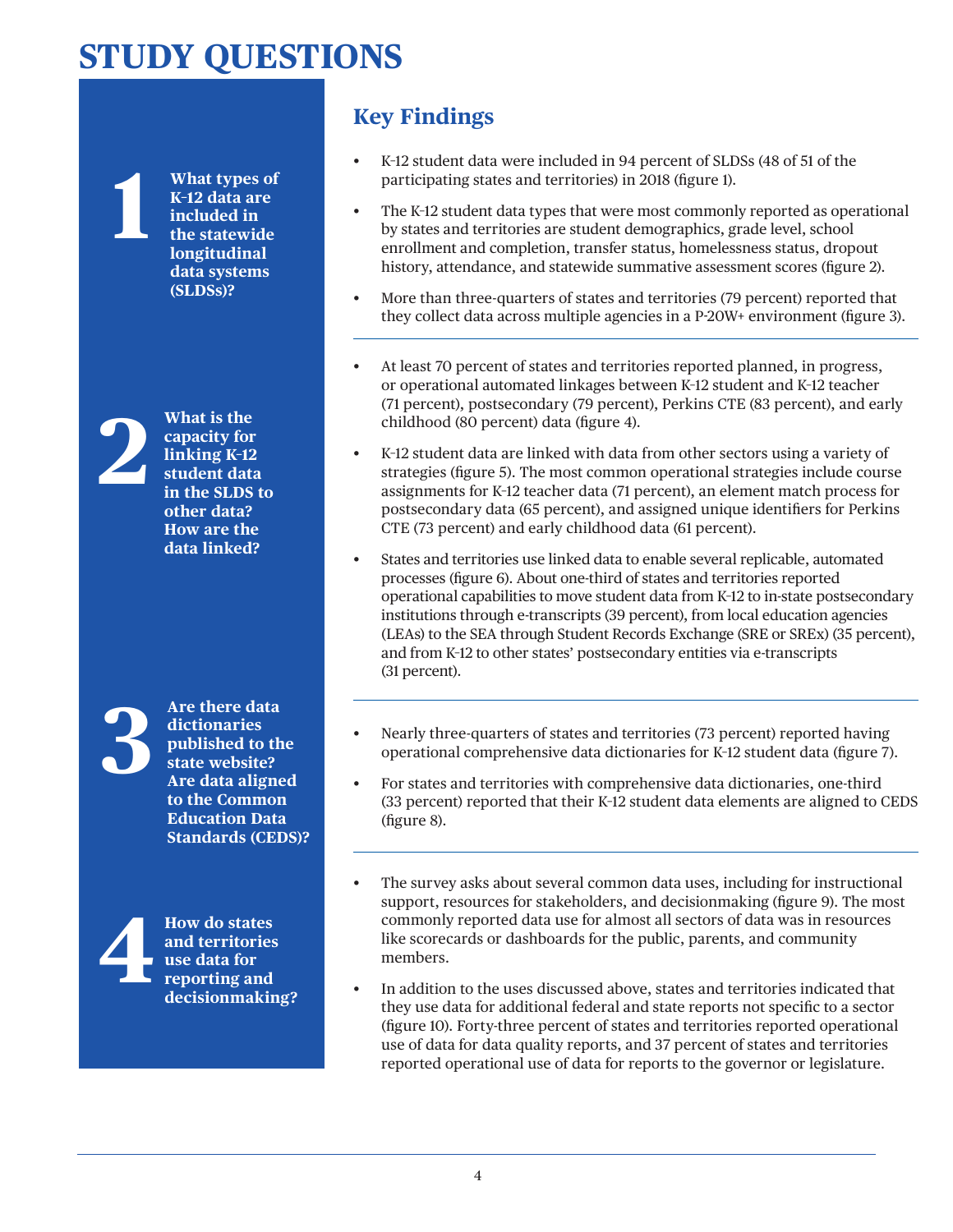# STUDY QUESTIONS

## Key Findings

**1** **What types of K-12 data are included in the statewide longitudinal data systems (SLDSs)?**

- K-12 student data were included in 94 percent of SLDSs (48 of 51 of the participating states and territories) in 2018 (figure 1).
- The K-12 student data types that were most commonly reported as operational by states and territories are student demographics, grade level, school enrollment and completion, transfer status, homelessness status, dropout history, attendance, and statewide summative assessment scores (figure 2).
- More than three-quarters of states and territories (79 percent) reported that they collect data across multiple agencies in a P-20W+ environment (figure 3).

**2** **What is the capacity for linking K-12 student data in the SLDS to other data? How are the data linked?**

- At least 70 percent of states and territories reported planned, in progress, or operational automated linkages between K-12 student and K-12 teacher (71 percent), postsecondary (79 percent), Perkins CTE (83 percent), and early childhood (80 percent) data (figure 4).
- K-12 student data are linked with data from other sectors using a variety of strategies (figure 5). The most common operational strategies include course assignments for K-12 teacher data (71 percent), an element match process for postsecondary data (65 percent), and assigned unique identifiers for Perkins CTE (73 percent) and early childhood data (61 percent).
- States and territories use linked data to enable several replicable, automated processes (figure 6). About one-third of states and territories reported operational capabilities to move student data from K-12 to in-state postsecondary institutions through e-transcripts (39 percent), from local education agencies (LEAs) to the SEA through Student Records Exchange (SRE or SREx) (35 percent), and from K-12 to other states' postsecondary entities via e-transcripts (31 percent).

**3** **Are there data dictionaries published to the state website? Are data aligned to the Common Education Data Standards (CEDS)?**

- Nearly three-quarters of states and territories (73 percent) reported having operational comprehensive data dictionaries for K-12 student data (figure 7).
- For states and territories with comprehensive data dictionaries, one-third (33 percent) reported that their K-12 student data elements are aligned to CEDS (figure 8).

**4** **How do states and territories use data for reporting and decisionmaking?**

- The survey asks about several common data uses, including for instructional support, resources for stakeholders, and decisionmaking (figure 9). The most commonly reported data use for almost all sectors of data was in resources like scorecards or dashboards for the public, parents, and community members.
- In addition to the uses discussed above, states and territories indicated that they use data for additional federal and state reports not specific to a sector (figure 10). Forty-three percent of states and territories reported operational use of data for data quality reports, and 37 percent of states and territories reported operational use of data for reports to the governor or legislature.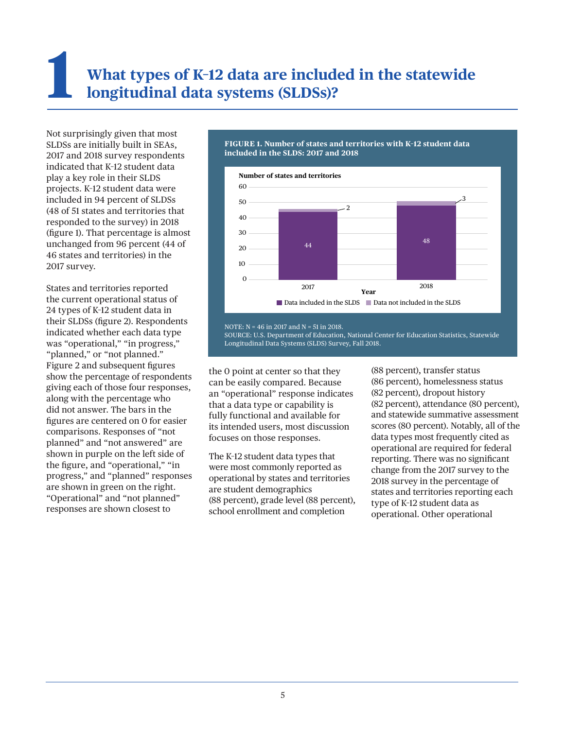# 1 What types of K-12 data are included in the statewide longitudinal data systems (SLDSs)?

Not surprisingly given that most SLDSs are initially built in SEAs, 2017 and 2018 survey respondents indicated that K-12 student data play a key role in their SLDS projects. K-12 student data were included in 94 percent of SLDSs (48 of 51 states and territories that responded to the survey) in 2018 (figure 1). That percentage is almost unchanged from 96 percent (44 of 46 states and territories) in the 2017 survey.

States and territories reported the current operational status of 24 types of K-12 student data in their SLDSs (figure 2). Respondents indicated whether each data type was “operational,” “in progress,” “planned,” or “not planned.” Figure 2 and subsequent figures show the percentage of respondents giving each of those four responses, along with the percentage who did not answer. The bars in the figures are centered on 0 for easier comparisons. Responses of “not planned” and “not answered” are shown in purple on the left side of the figure, and “operational,” “in progress,” and “planned” responses are shown in green on the right. “Operational” and “not planned” responses are shown closest to the 0 point at center so that they can be easily compared. Because an “operational” response indicates that a data type or capability is fully functional and available for its intended users, most discussion focuses on those responses.

**FIGURE 1. Number of states and territories with K-12 student data included in the SLDS: 2017 and 2018**

| Year | Data included in the SLDS | Data not included in the SLDS |
|---|---|---|
| 2017 | 44 | 2 |
| 2018 | 48 | 3 |

NOTE: N = 46 in 2017 and N = 51 in 2018.
SOURCE: U.S. Department of Education, National Center for Education Statistics, Statewide Longitudinal Data Systems (SLDS) Survey, Fall 2018.

The K-12 student data types that were most commonly reported as operational by states and territories are student demographics (88 percent), grade level (88 percent), school enrollment and completion (88 percent), transfer status (86 percent), homelessness status (82 percent), dropout history (82 percent), attendance (80 percent), and statewide summative assessment scores (80 percent). Notably, all of the data types most frequently cited as operational are required for federal reporting. There was no significant change from the 2017 survey to the 2018 survey in the percentage of states and territories reporting each type of K-12 student data as operational. Other operational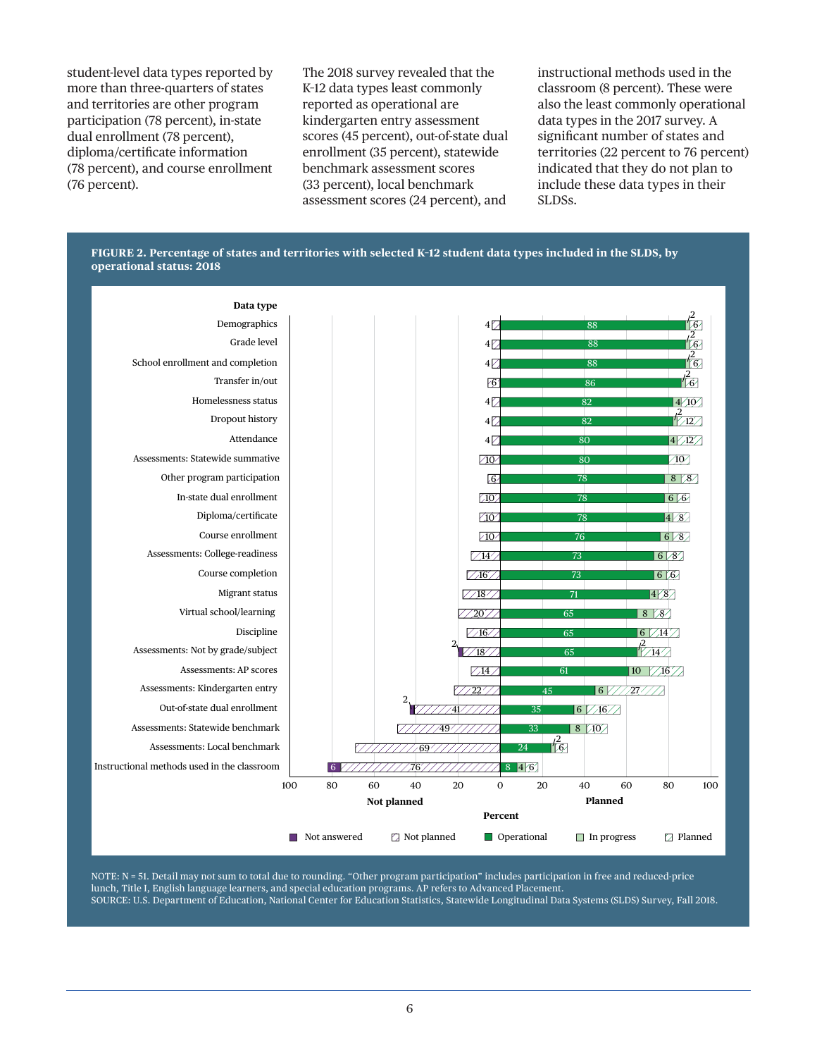student-level data types reported by more than three-quarters of states and territories are other program participation (78 percent), in-state dual enrollment (78 percent), diploma/certificate information (78 percent), and course enrollment (76 percent).

The 2018 survey revealed that the K-12 data types least commonly reported as operational are kindergarten entry assessment scores (45 percent), out-of-state dual enrollment (35 percent), statewide benchmark assessment scores (33 percent), local benchmark assessment scores (24 percent), and instructional methods used in the classroom (8 percent). These were also the least commonly operational data types in the 2017 survey. A significant number of states and territories (22 percent to 76 percent) indicated that they do not plan to include these data types in their SLDSs.

**FIGURE 2. Percentage of states and territories with selected K-12 student data types included in the SLDS, by operational status: 2018**

| Data type | Not answered | Not planned | Operational | In progress | Planned |
|---|---|---|---|---|---|
| Demographics | | 4 | 88 | 2 | 6 |
| Grade level | | 4 | 88 | 2 | 6 |
| School enrollment and completion | | 4 | 88 | 2 | 6 |
| Transfer in/out | | 6 | 86 | 2 | 6 |
| Homelessness status | | 4 | 82 | 4 | 10 |
| Dropout history | | 4 | 82 | 2 | 12 |
| Attendance | | 4 | 80 | 4 | 12 |
| Assessments: Statewide summative | | 10 | 80 | | 10 |
| Other program participation | | 6 | 78 | 8 | 8 |
| In-state dual enrollment | | 10 | 78 | 6 | 6 |
| Diploma/certificate | | 10 | 78 | 4 | 8 |
| Course enrollment | | 10 | 76 | 6 | 8 |
| Assessments: College-readiness | | 14 | 73 | 6 | 8 |
| Course completion | | 16 | 73 | 6 | 6 |
| Migrant status | | 18 | 71 | 4 | 8 |
| Virtual school/learning | | 20 | 65 | 8 | 8 |
| Discipline | | 16 | 65 | 6 | 14 |
| Assessments: Not by grade/subject | 2 | 18 | 65 | 2 | 14 |
| Assessments: AP scores | | 14 | 61 | 10 | 16 |
| Assessments: Kindergarten entry | | 22 | 45 | 6 | 27 |
| Out-of-state dual enrollment | 2 | 41 | 35 | 6 | 16 |
| Assessments: Statewide benchmark | | 49 | 33 | 8 | 10 |
| Assessments: Local benchmark | | 69 | 24 | 2 | 6 |
| Instructional methods used in the classroom | 6 | 76 | 8 | 4 | 6 |

NOTE: N = 51. Detail may not sum to total due to rounding. "Other program participation" includes participation in free and reduced-price lunch, Title I, English language learners, and special education programs. AP refers to Advanced Placement.
SOURCE: U.S. Department of Education, National Center for Education Statistics, Statewide Longitudinal Data Systems (SLDS) Survey, Fall 2018.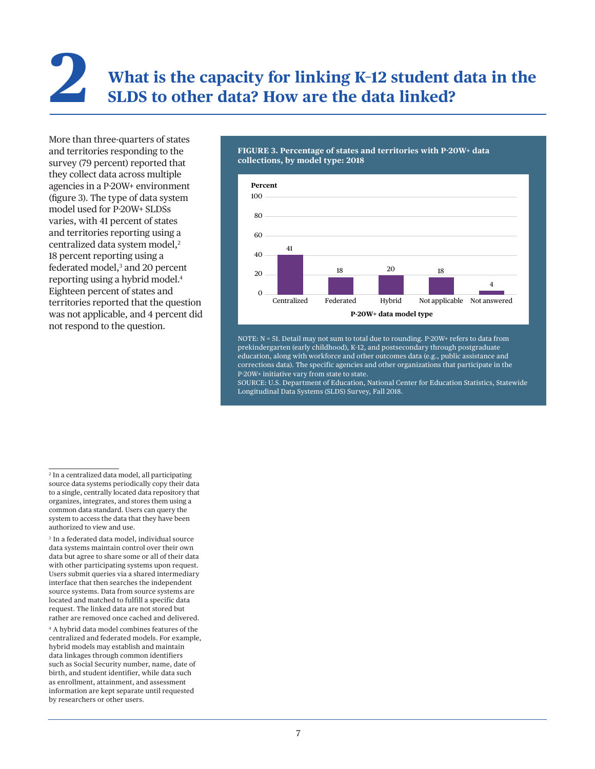# 2 What is the capacity for linking K-12 student data in the SLDS to other data? How are the data linked?

More than three-quarters of states and territories responding to the survey (79 percent) reported that they collect data across multiple agencies in a P-20W+ environment (figure 3). The type of data system model used for P-20W+ SLDSs varies, with 41 percent of states and territories reporting using a centralized data system model,[2] 18 percent reporting using a federated model,[3] and 20 percent reporting using a hybrid model.[4] Eighteen percent of states and territories reported that the question was not applicable, and 4 percent did not respond to the question.

**FIGURE 3. Percentage of states and territories with P-20W+ data collections, by model type: 2018**

| P-20W+ data model type | Percent |
|---|---|
| Centralized | 41 |
| Federated | 18 |
| Hybrid | 20 |
| Not applicable | 18 |
| Not answered | 4 |

NOTE: N = 51. Detail may not sum to total due to rounding. P-20W+ refers to data from prekindergarten (early childhood), K-12, and postsecondary through postgraduate education, along with workforce and other outcomes data (e.g., public assistance and corrections data). The specific agencies and other organizations that participate in the P-20W+ initiative vary from state to state.
SOURCE: U.S. Department of Education, National Center for Education Statistics, Statewide Longitudinal Data Systems (SLDS) Survey, Fall 2018.

---

[2] In a centralized data model, all participating source data systems periodically copy their data to a single, centrally located data repository that organizes, integrates, and stores them using a common data standard. Users can query the system to access the data that they have been authorized to view and use.

[3] In a federated data model, individual source data systems maintain control over their own data but agree to share some or all of their data with other participating systems upon request. Users submit queries via a shared intermediary interface that then searches the independent source systems. Data from source systems are located and matched to fulfill a specific data request. The linked data are not stored but rather are removed once cached and delivered.

[4] A hybrid data model combines features of the centralized and federated models. For example, hybrid models may establish and maintain data linkages through common identifiers such as Social Security number, name, date of birth, and student identifier, while data such as enrollment, attainment, and assessment information are kept separate until requested by researchers or other users.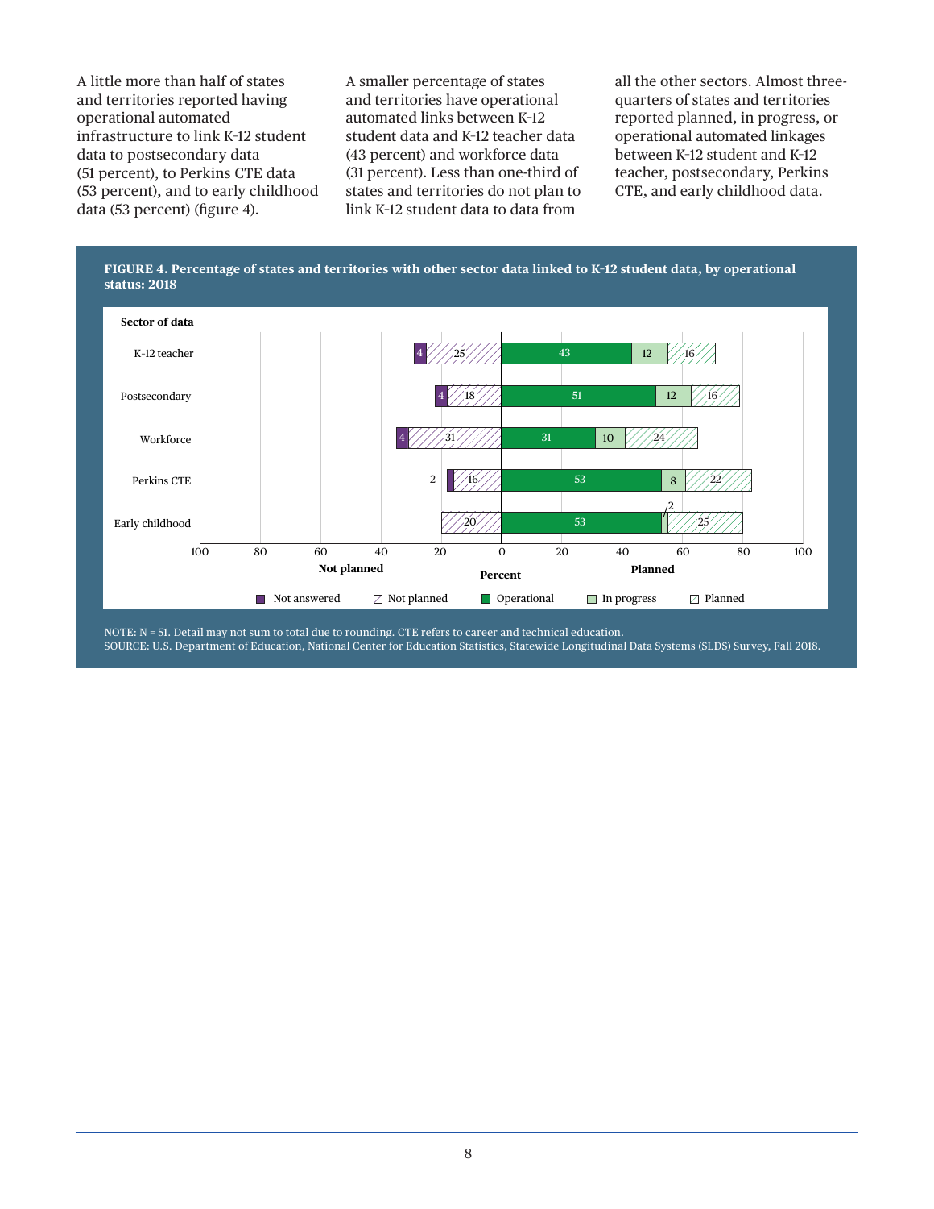A little more than half of states and territories reported having operational automated infrastructure to link K-12 student data to postsecondary data (51 percent), to Perkins CTE data (53 percent), and to early childhood data (53 percent) (figure 4).

A smaller percentage of states and territories have operational automated links between K-12 student data and K-12 teacher data (43 percent) and workforce data (31 percent). Less than one-third of states and territories do not plan to link K-12 student data to data from all the other sectors. Almost three-quarters of states and territories reported planned, in progress, or operational automated linkages between K-12 student and K-12 teacher, postsecondary, Perkins CTE, and early childhood data.

**FIGURE 4. Percentage of states and territories with other sector data linked to K-12 student data, by operational status: 2018**

| Sector of data | Not answered | Not planned | Operational | In progress | Planned |
|---|---|---|---|---|---|
| K-12 teacher | 4 | 25 | 43 | 12 | 16 |
| Postsecondary | 4 | 18 | 51 | 12 | 16 |
| Workforce | 4 | 31 | 31 | 10 | 24 |
| Perkins CTE | 2 | 16 | 53 | 8 | 22 |
| Early childhood | | 20 | 53 | 2 | 25 |

NOTE: N = 51. Detail may not sum to total due to rounding. CTE refers to career and technical education.
SOURCE: U.S. Department of Education, National Center for Education Statistics, Statewide Longitudinal Data Systems (SLDS) Survey, Fall 2018.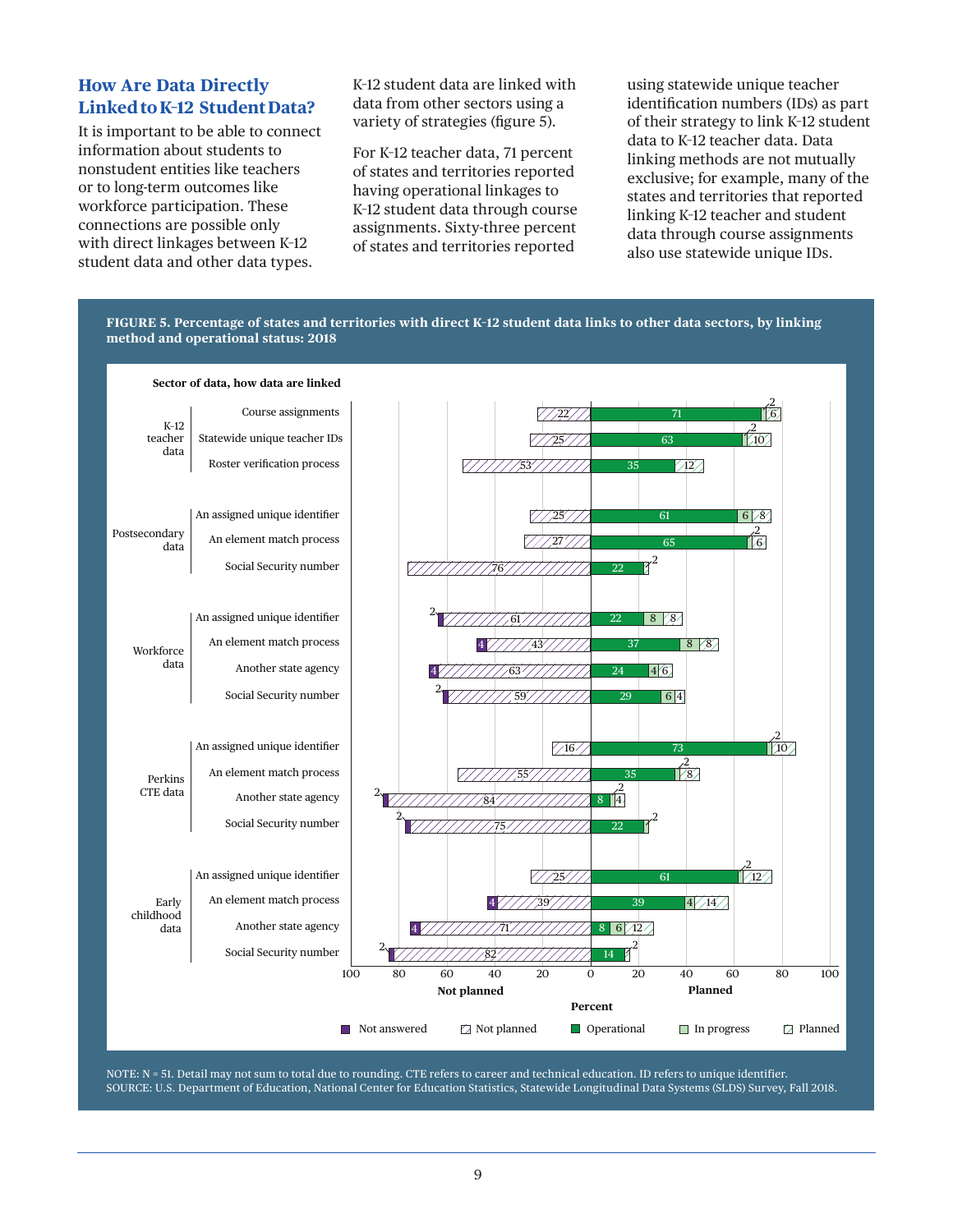## How Are Data Directly Linked to K-12 Student Data?

It is important to be able to connect information about students to nonstudent entities like teachers or to long-term outcomes like workforce participation. These connections are possible only with direct linkages between K-12 student data and other data types. K-12 student data are linked with data from other sectors using a variety of strategies (figure 5).

For K-12 teacher data, 71 percent of states and territories reported having operational linkages to K-12 student data through course assignments. Sixty-three percent of states and territories reported using statewide unique teacher identification numbers (IDs) as part of their strategy to link K-12 student data to K-12 teacher data. Data linking methods are not mutually exclusive; for example, many of the states and territories that reported linking K-12 teacher and student data through course assignments also use statewide unique IDs.

**FIGURE 5. Percentage of states and territories with direct K-12 student data links to other data sectors, by linking method and operational status: 2018**

| Sector of data | How data are linked | Not answered | Not planned | Operational | In progress | Planned |
|---|---|---|---|---|---|---|
| K-12 teacher data | Course assignments | | 22 | 71 | 2 | 6 |
| | Statewide unique teacher IDs | | 25 | 63 | 2 | 10 |
| | Roster verification process | | 53 | 35 | | 12 |
| Postsecondary data | An assigned unique identifier | | 25 | 61 | 6 | 8 |
| | An element match process | | 27 | 65 | 2 | 6 |
| | Social Security number | | 76 | 22 | | 2 |
| Workforce data | An assigned unique identifier | 2 | 61 | 22 | 8 | 8 |
| | An element match process | 4 | 43 | 37 | 8 | 8 |
| | Another state agency | 4 | 63 | 24 | 4 | 6 |
| | Social Security number | 2 | 59 | 29 | 6 | 4 |
| Perkins CTE data | An assigned unique identifier | | 16 | 73 | 2 | 10 |
| | An element match process | | 55 | 35 | 2 | 8 |
| | Another state agency | 2 | 84 | 8 | 2 | 4 |
| | Social Security number | 2 | 75 | 22 | | 2 |
| Early childhood data | An assigned unique identifier | | 25 | 61 | 2 | 12 |
| | An element match process | 4 | 39 | 39 | 4 | 14 |
| | Another state agency | 4 | 71 | 8 | 6 | 12 |
| | Social Security number | 2 | 82 | 14 | | 2 |

NOTE: N = 51. Detail may not sum to total due to rounding. CTE refers to career and technical education. ID refers to unique identifier.
SOURCE: U.S. Department of Education, National Center for Education Statistics, Statewide Longitudinal Data Systems (SLDS) Survey, Fall 2018.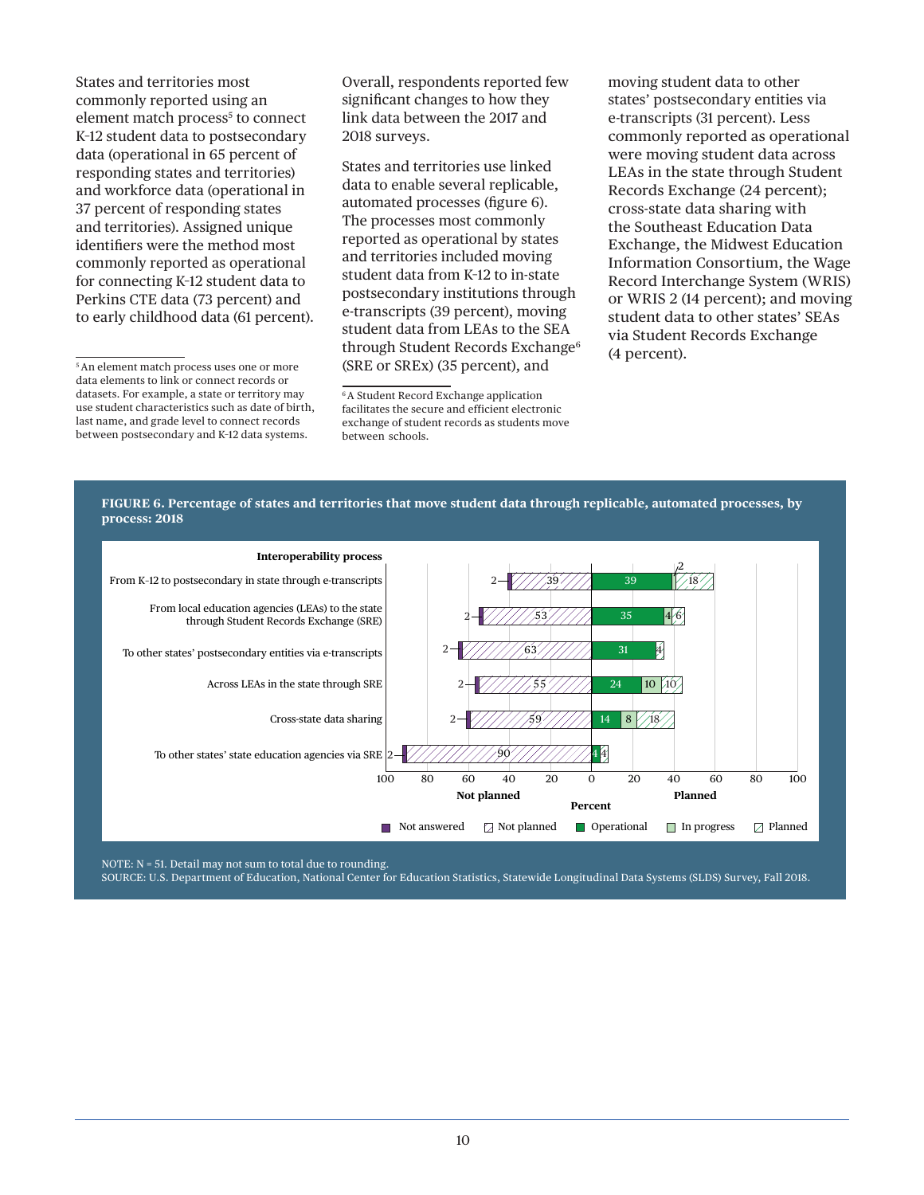States and territories most commonly reported using an element match process[5] to connect K-12 student data to postsecondary data (operational in 65 percent of responding states and territories) and workforce data (operational in 37 percent of responding states and territories). Assigned unique identifiers were the method most commonly reported as operational for connecting K-12 student data to Perkins CTE data (73 percent) and to early childhood data (61 percent).

Overall, respondents reported few significant changes to how they link data between the 2017 and 2018 surveys.

States and territories use linked data to enable several replicable, automated processes (figure 6). The processes most commonly reported as operational by states and territories included moving student data from K-12 to in-state postsecondary institutions through e-transcripts (39 percent), moving student data from LEAs to the SEA through Student Records Exchange[6] (SRE or SREx) (35 percent), and moving student data to other states' postsecondary entities via e-transcripts (31 percent). Less commonly reported as operational were moving student data across LEAs in the state through Student Records Exchange (24 percent); cross-state data sharing with the Southeast Education Data Exchange, the Midwest Education Information Consortium, the Wage Record Interchange System (WRIS) or WRIS 2 (14 percent); and moving student data to other states' SEAs via Student Records Exchange (4 percent).

[5] An element match process uses one or more data elements to link or connect records or datasets. For example, a state or territory may use student characteristics such as date of birth, last name, and grade level to connect records between postsecondary and K-12 data systems.

[6] A Student Record Exchange application facilitates the secure and efficient electronic exchange of student records as students move between schools.

**FIGURE 6. Percentage of states and territories that move student data through replicable, automated processes, by process: 2018**

| Interoperability process | Not answered | Not planned | Operational | In progress | Planned |
|---|---|---|---|---|---|
| From K-12 to postsecondary in state through e-transcripts | 2 | 39 | 39 | 2 | 18 |
| From local education agencies (LEAs) to the state through Student Records Exchange (SRE) | 2 | 53 | 35 | 4 | 6 |
| To other states' postsecondary entities via e-transcripts | 2 | 63 | 31 | | 4 |
| Across LEAs in the state through SRE | 2 | 55 | 24 | 10 | 10 |
| Cross-state data sharing | 2 | 59 | 14 | 8 | 18 |
| To other states' state education agencies via SRE | 2 | 90 | 4 | | 4 |

NOTE: N = 51. Detail may not sum to total due to rounding.
SOURCE: U.S. Department of Education, National Center for Education Statistics, Statewide Longitudinal Data Systems (SLDS) Survey, Fall 2018.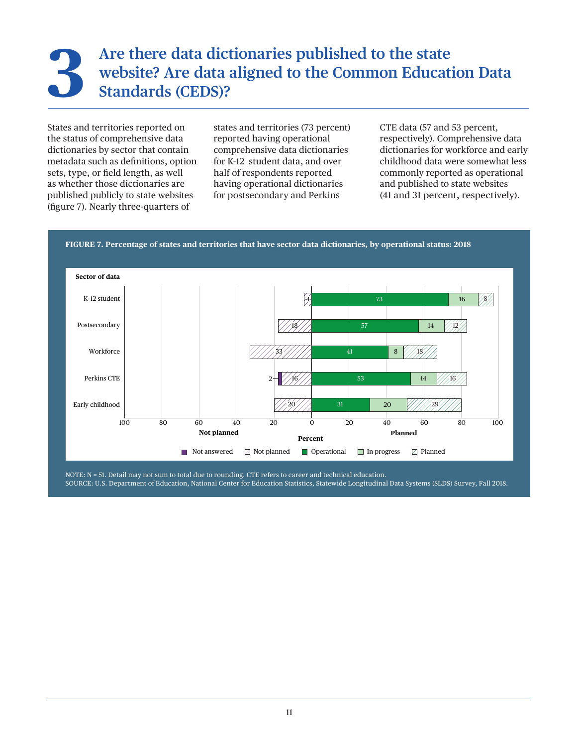# 3 Are there data dictionaries published to the state website? Are data aligned to the Common Education Data Standards (CEDS)?

States and territories reported on the status of comprehensive data dictionaries by sector that contain metadata such as definitions, option sets, type, or field length, as well as whether those dictionaries are published publicly to state websites (figure 7). Nearly three-quarters of states and territories (73 percent) reported having operational comprehensive data dictionaries for K-12 student data, and over half of respondents reported having operational dictionaries for postsecondary and Perkins CTE data (57 and 53 percent, respectively). Comprehensive data dictionaries for workforce and early childhood data were somewhat less commonly reported as operational and published to state websites (41 and 31 percent, respectively).

**FIGURE 7. Percentage of states and territories that have sector data dictionaries, by operational status: 2018**

| Sector of data | Not answered | Not planned | Operational | In progress | Planned |
|---|---|---|---|---|---|
| K-12 student | | 4 | 73 | 16 | 8 |
| Postsecondary | | 18 | 57 | 14 | 12 |
| Workforce | | 33 | 41 | 8 | 18 |
| Perkins CTE | 2 | 16 | 53 | 14 | 16 |
| Early childhood | | 20 | 31 | 20 | 29 |

NOTE: N = 51. Detail may not sum to total due to rounding. CTE refers to career and technical education.
SOURCE: U.S. Department of Education, National Center for Education Statistics, Statewide Longitudinal Data Systems (SLDS) Survey, Fall 2018.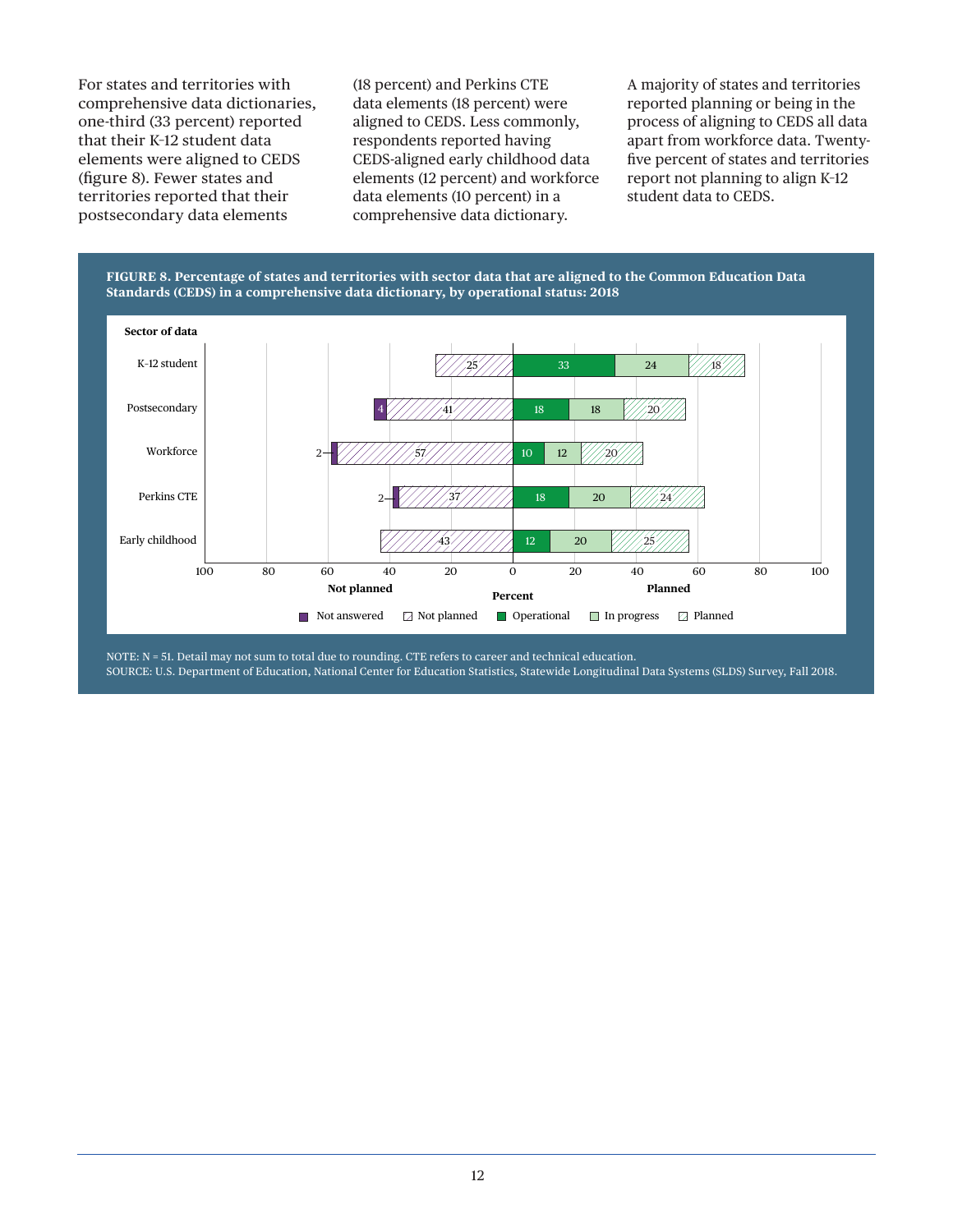For states and territories with comprehensive data dictionaries, one-third (33 percent) reported that their K-12 student data elements were aligned to CEDS (figure 8). Fewer states and territories reported that their postsecondary data elements (18 percent) and Perkins CTE data elements (18 percent) were aligned to CEDS. Less commonly, respondents reported having CEDS-aligned early childhood data elements (12 percent) and workforce data elements (10 percent) in a comprehensive data dictionary.

A majority of states and territories reported planning or being in the process of aligning to CEDS all data apart from workforce data. Twenty-five percent of states and territories report not planning to align K-12 student data to CEDS.

**FIGURE 8. Percentage of states and territories with sector data that are aligned to the Common Education Data Standards (CEDS) in a comprehensive data dictionary, by operational status: 2018**

| Sector of data | Not answered | Not planned | Operational | In progress | Planned |
|---|---|---|---|---|---|
| K-12 student | | 25 | 33 | 24 | 18 |
| Postsecondary | 4 | 41 | 18 | 18 | 20 |
| Workforce | 2 | 57 | 10 | 12 | 20 |
| Perkins CTE | 2 | 37 | 18 | 20 | 24 |
| Early childhood | | 43 | 12 | 20 | 25 |

NOTE: N = 51. Detail may not sum to total due to rounding. CTE refers to career and technical education.
SOURCE: U.S. Department of Education, National Center for Education Statistics, Statewide Longitudinal Data Systems (SLDS) Survey, Fall 2018.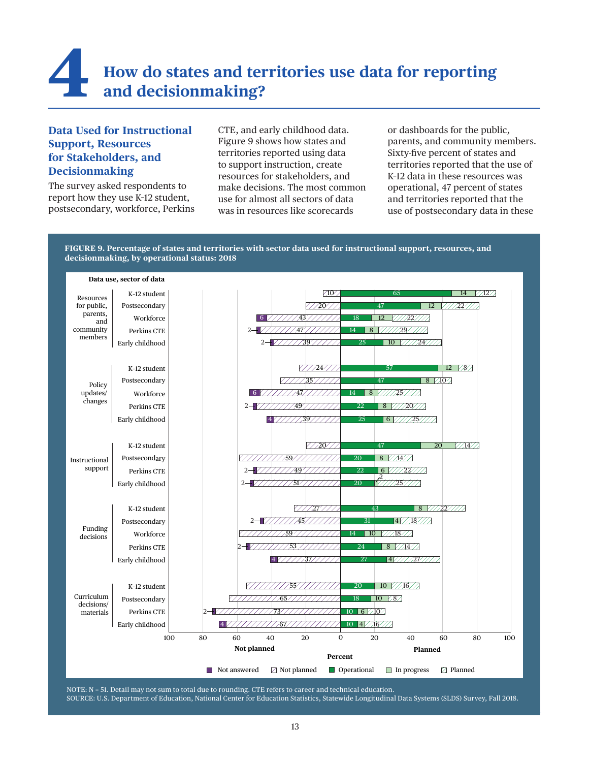# 4 How do states and territories use data for reporting and decisionmaking?

## Data Used for Instructional Support, Resources for Stakeholders, and Decisionmaking

The survey asked respondents to report how they use K-12 student, postsecondary, workforce, Perkins CTE, and early childhood data. Figure 9 shows how states and territories reported using data to support instruction, create resources for stakeholders, and make decisions. The most common use for almost all sectors of data was in resources like scorecards or dashboards for the public, parents, and community members. Sixty-five percent of states and territories reported that the use of K-12 data in these resources was operational, 47 percent of states and territories reported that the use of postsecondary data in these

**FIGURE 9. Percentage of states and territories with sector data used for instructional support, resources, and decisionmaking, by operational status: 2018**

| Data use | Sector of data | Not answered | Not planned | Operational | In progress | Planned |
|---|---|---|---|---|---|---|
| Resources for public, parents, and community members | K-12 student | | 10 | 65 | 14 | 12 |
| | Postsecondary | | 20 | 47 | 12 | 22 |
| | Workforce | 6 | 43 | 18 | 12 | 22 |
| | Perkins CTE | 2 | 47 | 14 | 8 | 29 |
| | Early childhood | 2 | 39 | 25 | 10 | 24 |
| Policy updates/changes | K-12 student | | 24 | 57 | 12 | 8 |
| | Postsecondary | | 35 | 47 | 8 | 10 |
| | Workforce | 6 | 47 | 14 | 8 | 25 |
| | Perkins CTE | 2 | 49 | 22 | 8 | 20 |
| | Early childhood | 4 | 39 | 25 | 6 | 25 |
| Instructional support | K-12 student | | 20 | 47 | 20 | 14 |
| | Postsecondary | | 59 | 20 | 8 | 14 |
| | Perkins CTE | 2 | 49 | 22 | 6 | 22 |
| | Early childhood | 2 | 51 | 20 | 2 | 25 |
| Funding decisions | K-12 student | | 27 | 43 | 8 | 22 |
| | Postsecondary | 2 | 45 | 31 | 4 | 18 |
| | Workforce | | 59 | 14 | 10 | 18 |
| | Perkins CTE | 2 | 53 | 24 | 8 | 14 |
| | Early childhood | 4 | 37 | 27 | 4 | 27 |
| Curriculum decisions/materials | K-12 student | | 55 | 20 | 10 | 16 |
| | Postsecondary | | 65 | 18 | 10 | 8 |
| | Perkins CTE | 2 | 73 | 10 | 6 | 10 |
| | Early childhood | 4 | 67 | 10 | 4 | 16 |

NOTE: N = 51. Detail may not sum to total due to rounding. CTE refers to career and technical education.
SOURCE: U.S. Department of Education, National Center for Education Statistics, Statewide Longitudinal Data Systems (SLDS) Survey, Fall 2018.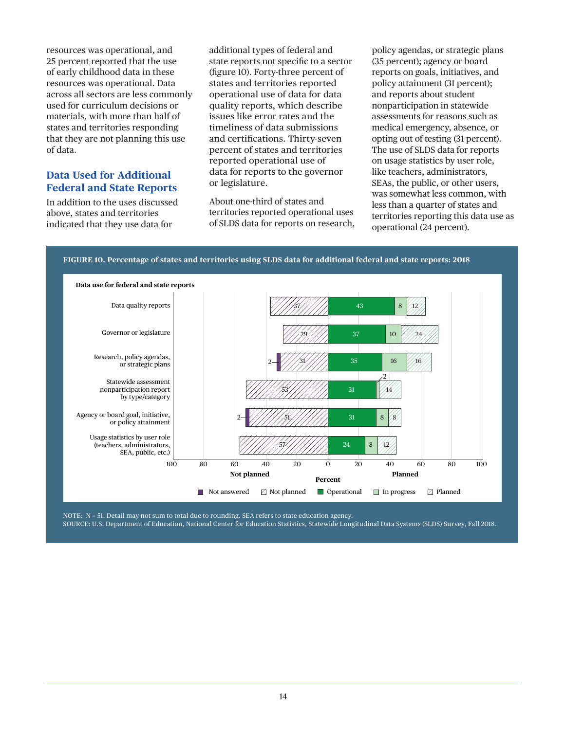resources was operational, and 25 percent reported that the use of early childhood data in these resources was operational. Data across all sectors are less commonly used for curriculum decisions or materials, with more than half of states and territories responding that they are not planning this use of data.

## Data Used for Additional Federal and State Reports

In addition to the uses discussed above, states and territories indicated that they use data for additional types of federal and state reports not specific to a sector (figure 10). Forty-three percent of states and territories reported operational use of data for data quality reports, which describe issues like error rates and the timeliness of data submissions and certifications. Thirty-seven percent of states and territories reported operational use of data for reports to the governor or legislature.

About one-third of states and territories reported operational uses of SLDS data for reports on research, policy agendas, or strategic plans (35 percent); agency or board reports on goals, initiatives, and policy attainment (31 percent); and reports about student nonparticipation in statewide assessments for reasons such as medical emergency, absence, or opting out of testing (31 percent). The use of SLDS data for reports on usage statistics by user role, like teachers, administrators, SEAs, the public, or other users, was somewhat less common, with less than a quarter of states and territories reporting this data use as operational (24 percent).

**FIGURE 10. Percentage of states and territories using SLDS data for additional federal and state reports: 2018**

| Data use for federal and state reports | Not answered | Not planned | Operational | In progress | Planned |
|---|---|---|---|---|---|
| Data quality reports | | 37 | 43 | 8 | 12 |
| Governor or legislature | | 29 | 37 | 10 | 24 |
| Research, policy agendas, or strategic plans | 2 | 31 | 35 | 16 | 16 |
| Statewide assessment nonparticipation report by type/category | | 53 | 31 | 2 | 14 |
| Agency or board goal, initiative, or policy attainment | 2 | 51 | 31 | 8 | 8 |
| Usage statistics by user role (teachers, administrators, SEA, public, etc.) | | 57 | 24 | 8 | 12 |

NOTE: N = 51. Detail may not sum to total due to rounding. SEA refers to state education agency.
SOURCE: U.S. Department of Education, National Center for Education Statistics, Statewide Longitudinal Data Systems (SLDS) Survey, Fall 2018.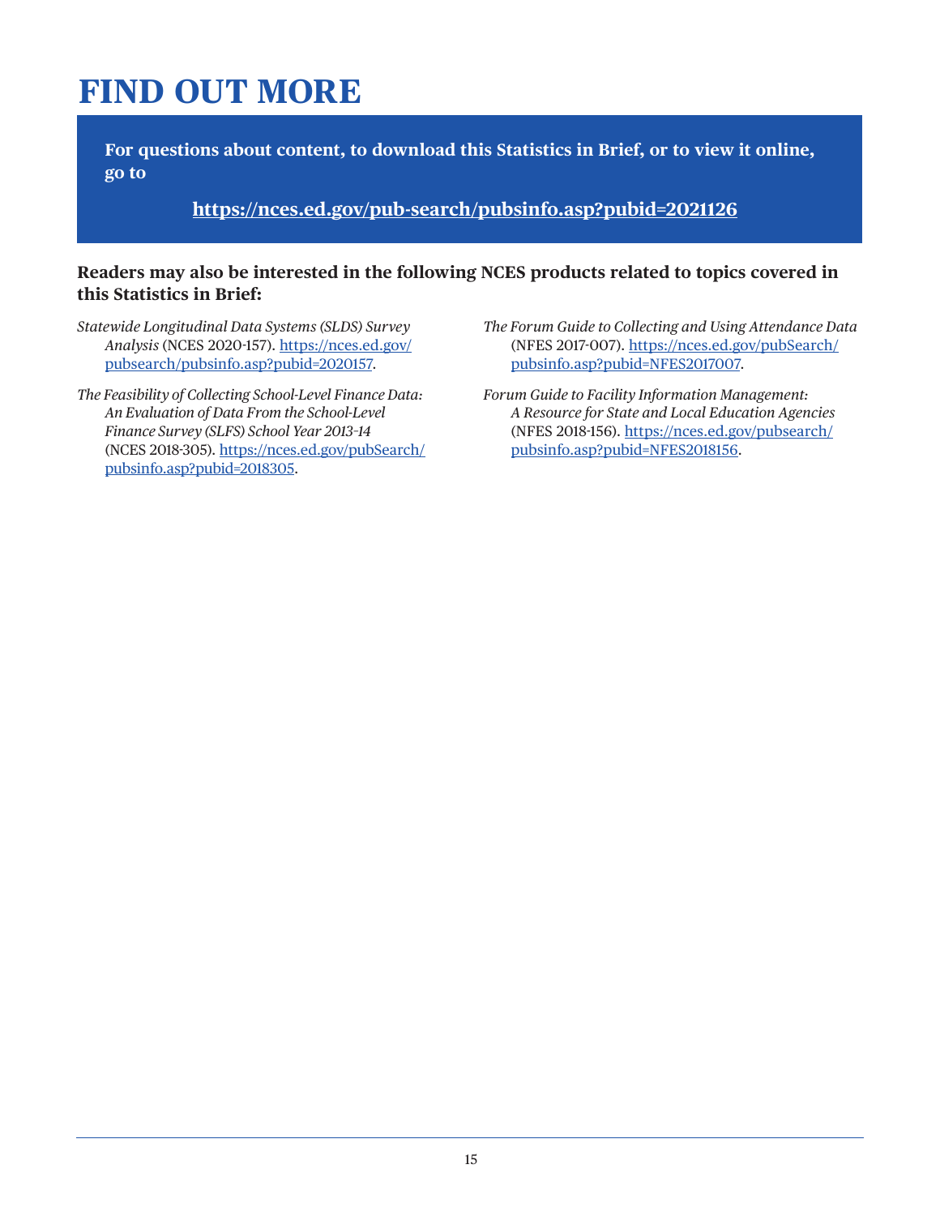# FIND OUT MORE

**For questions about content, to download this Statistics in Brief, or to view it online, go to**

**https://nces.ed.gov/pub-search/pubsinfo.asp?pubid=2021126**

**Readers may also be interested in the following NCES products related to topics covered in this Statistics in Brief:**

*Statewide Longitudinal Data Systems (SLDS) Survey Analysis* (NCES 2020-157). https://nces.ed.gov/pubsearch/pubsinfo.asp?pubid=2020157.

*The Feasibility of Collecting School-Level Finance Data: An Evaluation of Data From the School-Level Finance Survey (SLFS) School Year 2013–14* (NCES 2018-305). https://nces.ed.gov/pubSearch/pubsinfo.asp?pubid=2018305.

*The Forum Guide to Collecting and Using Attendance Data* (NFES 2017-007). https://nces.ed.gov/pubSearch/pubsinfo.asp?pubid=NFES2017007.

*Forum Guide to Facility Information Management: A Resource for State and Local Education Agencies* (NFES 2018-156). https://nces.ed.gov/pubsearch/pubsinfo.asp?pubid=NFES2018156.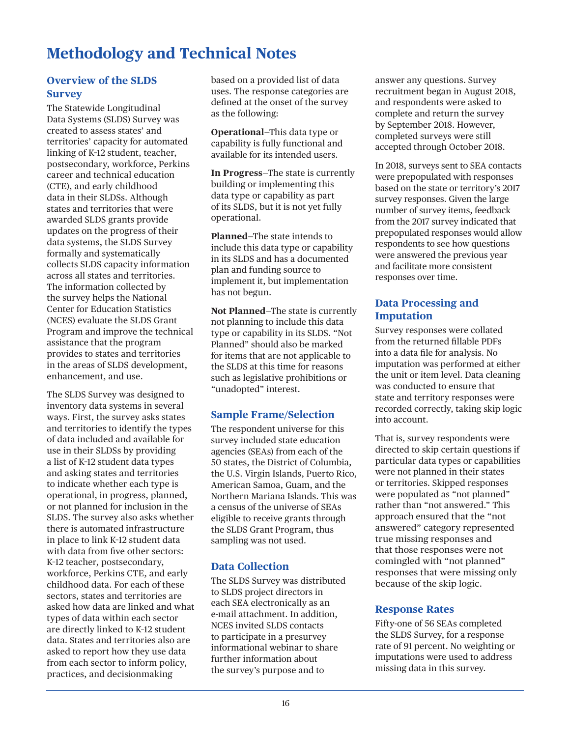# Methodology and Technical Notes

## Overview of the SLDS Survey

The Statewide Longitudinal Data Systems (SLDS) Survey was created to assess states' and territories' capacity for automated linking of K-12 student, teacher, postsecondary, workforce, Perkins career and technical education (CTE), and early childhood data in their SLDSs. Although states and territories that were awarded SLDS grants provide updates on the progress of their data systems, the SLDS Survey formally and systematically collects SLDS capacity information across all states and territories. The information collected by the survey helps the National Center for Education Statistics (NCES) evaluate the SLDS Grant Program and improve the technical assistance that the program provides to states and territories in the areas of SLDS development, enhancement, and use.

The SLDS Survey was designed to inventory data systems in several ways. First, the survey asks states and territories to identify the types of data included and available for use in their SLDSs by providing a list of K-12 student data types and asking states and territories to indicate whether each type is operational, in progress, planned, or not planned for inclusion in the SLDS. The survey also asks whether there is automated infrastructure in place to link K-12 student data with data from five other sectors: K-12 teacher, postsecondary, workforce, Perkins CTE, and early childhood data. For each of these sectors, states and territories are asked how data are linked and what types of data within each sector are directly linked to K-12 student data. States and territories also are asked to report how they use data from each sector to inform policy, practices, and decisionmaking based on a provided list of data uses. The response categories are defined at the onset of the survey as the following:

**Operational**–This data type or capability is fully functional and available for its intended users.

**In Progress**–The state is currently building or implementing this data type or capability as part of its SLDS, but it is not yet fully operational.

**Planned**–The state intends to include this data type or capability in its SLDS and has a documented plan and funding source to implement it, but implementation has not begun.

**Not Planned**–The state is currently not planning to include this data type or capability in its SLDS. "Not Planned" should also be marked for items that are not applicable to the SLDS at this time for reasons such as legislative prohibitions or "unadopted" interest.

## Sample Frame/Selection

The respondent universe for this survey included state education agencies (SEAs) from each of the 50 states, the District of Columbia, the U.S. Virgin Islands, Puerto Rico, American Samoa, Guam, and the Northern Mariana Islands. This was a census of the universe of SEAs eligible to receive grants through the SLDS Grant Program, thus sampling was not used.

## Data Collection

The SLDS Survey was distributed to SLDS project directors in each SEA electronically as an e-mail attachment. In addition, NCES invited SLDS contacts to participate in a presurvey informational webinar to share further information about the survey's purpose and to answer any questions. Survey recruitment began in August 2018, and respondents were asked to complete and return the survey by September 2018. However, completed surveys were still accepted through October 2018.

In 2018, surveys sent to SEA contacts were prepopulated with responses based on the state or territory's 2017 survey responses. Given the large number of survey items, feedback from the 2017 survey indicated that prepopulated responses would allow respondents to see how questions were answered the previous year and facilitate more consistent responses over time.

## Data Processing and Imputation

Survey responses were collated from the returned fillable PDFs into a data file for analysis. No imputation was performed at either the unit or item level. Data cleaning was conducted to ensure that state and territory responses were recorded correctly, taking skip logic into account.

That is, survey respondents were directed to skip certain questions if particular data types or capabilities were not planned in their states or territories. Skipped responses were populated as "not planned" rather than "not answered." This approach ensured that the "not answered" category represented true missing responses and that those responses were not comingled with "not planned" responses that were missing only because of the skip logic.

## Response Rates

Fifty-one of 56 SEAs completed the SLDS Survey, for a response rate of 91 percent. No weighting or imputations were used to address missing data in this survey.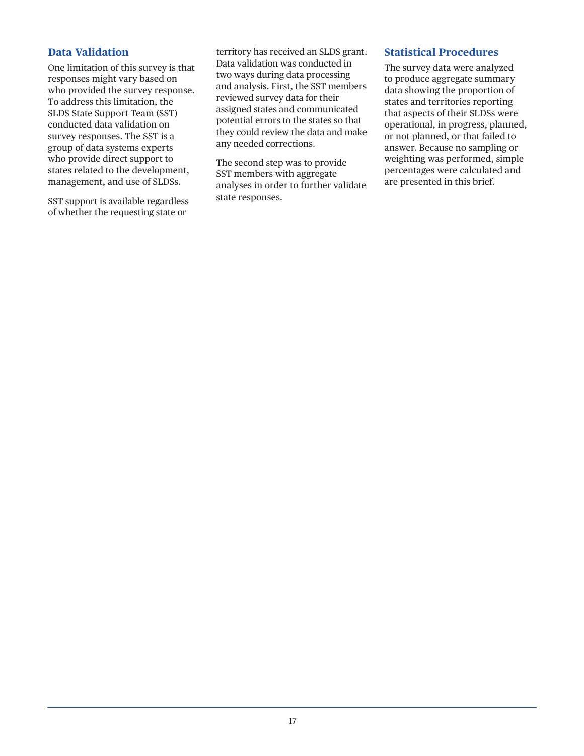## Data Validation

One limitation of this survey is that responses might vary based on who provided the survey response. To address this limitation, the SLDS State Support Team (SST) conducted data validation on survey responses. The SST is a group of data systems experts who provide direct support to states related to the development, management, and use of SLDSs.

SST support is available regardless of whether the requesting state or territory has received an SLDS grant. Data validation was conducted in two ways during data processing and analysis. First, the SST members reviewed survey data for their assigned states and communicated potential errors to the states so that they could review the data and make any needed corrections.

The second step was to provide SST members with aggregate analyses in order to further validate state responses.

## Statistical Procedures

The survey data were analyzed to produce aggregate summary data showing the proportion of states and territories reporting that aspects of their SLDSs were operational, in progress, planned, or not planned, or that failed to answer. Because no sampling or weighting was performed, simple percentages were calculated and are presented in this brief.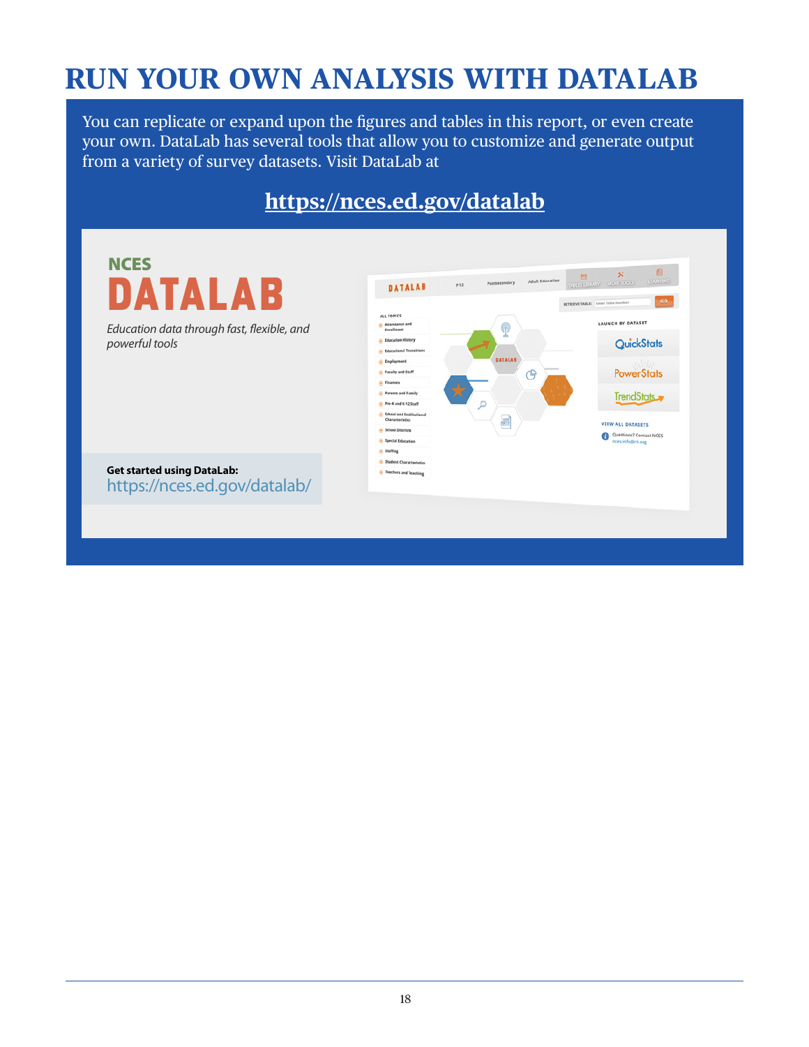# RUN YOUR OWN ANALYSIS WITH DATALAB

You can replicate or expand upon the figures and tables in this report, or even create your own. DataLab has several tools that allow you to customize and generate output from a variety of survey datasets. Visit DataLab at

**https://nces.ed.gov/datalab**

NCES
DATALAB

*Education data through fast, flexible, and powerful tools*

**Get started using DataLab:**
https://nces.ed.gov/datalab/